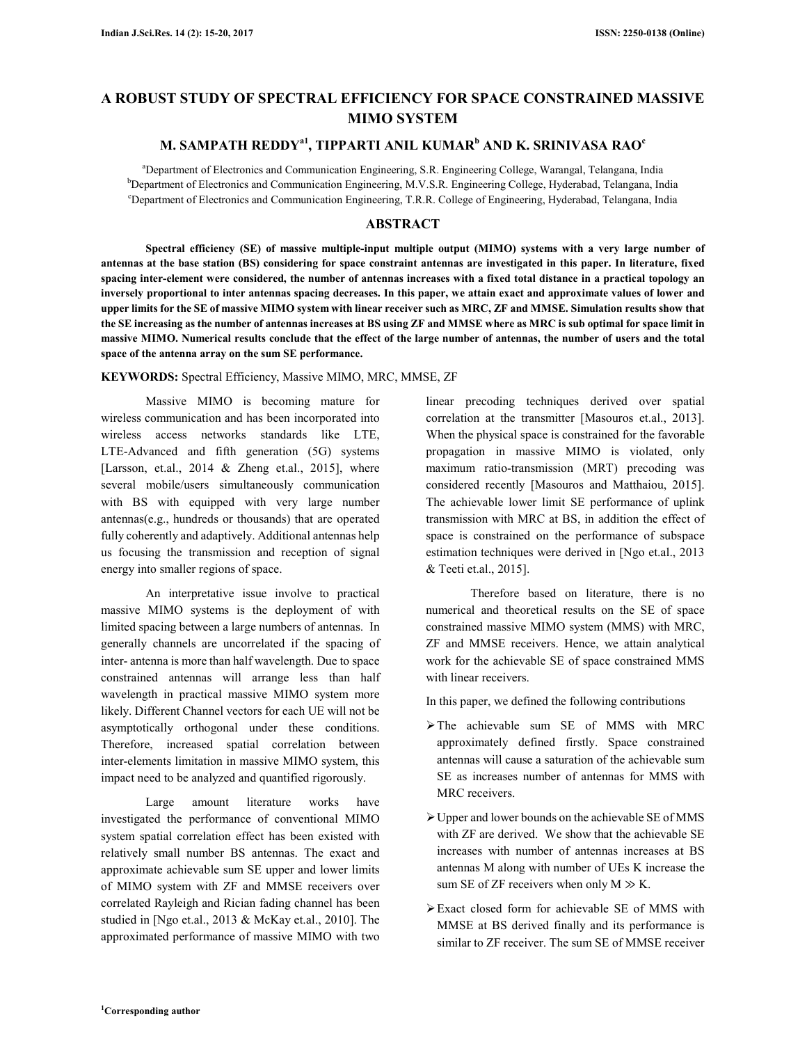# A ROBUST STUDY OF SPECTRAL EFFICIENCY FOR SPACE CONSTRAINED MASSIVE MIMO SYSTEM

**M. SAMPATH REDDY[a1], TIPPARTI ANIL KUMAR[b] AND K. SRINIVASA RAO[c]**

[a]Department of Electronics and Communication Engineering, S.R. Engineering College, Warangal, Telangana, India
[b]Department of Electronics and Communication Engineering, M.V.S.R. Engineering College, Hyderabad, Telangana, India
[c]Department of Electronics and Communication Engineering, T.R.R. College of Engineering, Hyderabad, Telangana, India

## ABSTRACT

**Spectral efficiency (SE) of massive multiple-input multiple output (MIMO) systems with a very large number of antennas at the base station (BS) considering for space constraint antennas are investigated in this paper. In literature, fixed spacing inter-element were considered, the number of antennas increases with a fixed total distance in a practical topology an inversely proportional to inter antennas spacing decreases. In this paper, we attain exact and approximate values of lower and upper limits for the SE of massive MIMO system with linear receiver such as MRC, ZF and MMSE. Simulation results show that the SE increasing as the number of antennas increases at BS using ZF and MMSE where as MRC is sub optimal for space limit in massive MIMO. Numerical results conclude that the effect of the large number of antennas, the number of users and the total space of the antenna array on the sum SE performance.**

**KEYWORDS:** Spectral Efficiency, Massive MIMO, MRC, MMSE, ZF

Massive MIMO is becoming mature for wireless communication and has been incorporated into wireless access networks standards like LTE, LTE-Advanced and fifth generation (5G) systems [Larsson, et.al., 2014 & Zheng et.al., 2015], where several mobile/users simultaneously communication with BS with equipped with very large number antennas(e.g., hundreds or thousands) that are operated fully coherently and adaptively. Additional antennas help us focusing the transmission and reception of signal energy into smaller regions of space.

An interpretative issue involve to practical massive MIMO systems is the deployment of with limited spacing between a large numbers of antennas. In generally channels are uncorrelated if the spacing of inter- antenna is more than half wavelength. Due to space constrained antennas will arrange less than half wavelength in practical massive MIMO system more likely. Different Channel vectors for each UE will not be asymptotically orthogonal under these conditions. Therefore, increased spatial correlation between inter-elements limitation in massive MIMO system, this impact need to be analyzed and quantified rigorously.

Large amount literature works have investigated the performance of conventional MIMO system spatial correlation effect has been existed with relatively small number BS antennas. The exact and approximate achievable sum SE upper and lower limits of MIMO system with ZF and MMSE receivers over correlated Rayleigh and Rician fading channel has been studied in [Ngo et.al., 2013 & McKay et.al., 2010]. The approximated performance of massive MIMO with two linear precoding techniques derived over spatial correlation at the transmitter [Masouros et.al., 2013]. When the physical space is constrained for the favorable propagation in massive MIMO is violated, only maximum ratio-transmission (MRT) precoding was considered recently [Masouros and Matthaiou, 2015]. The achievable lower limit SE performance of uplink transmission with MRC at BS, in addition the effect of space is constrained on the performance of subspace estimation techniques were derived in [Ngo et.al., 2013 & Teeti et.al., 2015].

Therefore based on literature, there is no numerical and theoretical results on the SE of space constrained massive MIMO system (MMS) with MRC, ZF and MMSE receivers. Hence, we attain analytical work for the achievable SE of space constrained MMS with linear receivers.

In this paper, we defined the following contributions

- The achievable sum SE of MMS with MRC approximately defined firstly. Space constrained antennas will cause a saturation of the achievable sum SE as increases number of antennas for MMS with MRC receivers.
- Upper and lower bounds on the achievable SE of MMS with ZF are derived. We show that the achievable SE increases with number of antennas increases at BS antennas M along with number of UEs K increase the sum SE of ZF receivers when only $M \gg K$.
- Exact closed form for achievable SE of MMS with MMSE at BS derived finally and its performance is similar to ZF receiver. The sum SE of MMSE receiver

[1]Corresponding author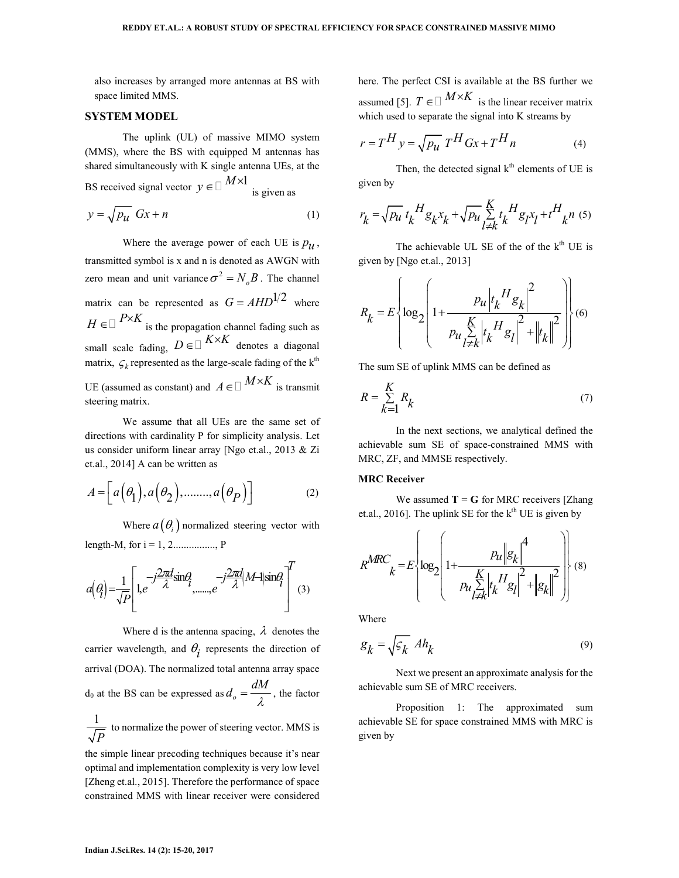also increases by arranged more antennas at BS with space limited MMS.

## SYSTEM MODEL

The uplink (UL) of massive MIMO system (MMS), where the BS with equipped M antennas has shared simultaneously with K single antenna UEs, at the BS received signal vector $y \in \mathbb{C}^{M\times 1}$ is given as

$$y = \sqrt{p_u}\; Gx + n \tag{1}$$

Where the average power of each UE is $p_u$, transmitted symbol is x and n is denoted as AWGN with zero mean and unit variance $\sigma^2 = N_o B$. The channel matrix can be represented as $G = AHD^{1/2}$ where $H \in \mathbb{C}^{P\times K}$ is the propagation channel fading such as small scale fading, $D \in \mathbb{C}^{K\times K}$ denotes a diagonal matrix, $\varsigma_k$ represented as the large-scale fading of the k[th] UE (assumed as constant) and $A \in \mathbb{C}^{M\times K}$ is transmit steering matrix.

We assume that all UEs are the same set of directions with cardinality P for simplicity analysis. Let us consider uniform linear array [Ngo et.al., 2013 & Zi et.al., 2014] A can be written as

$$A = \left[\, a\left(\theta_1\right), a\left(\theta_2\right), \ldots\ldots\ldots, a\left(\theta_P\right) \right] \tag{2}$$

Where $a\left(\theta_i\right)$ normalized steering vector with length-M, for i = 1, 2................, P

$$a\left(\theta_i\right) = \frac{1}{\sqrt{P}}\left[1, e^{-j\frac{2\pi d}{\lambda}\sin\theta_i}, \ldots\ldots, e^{-j\frac{2\pi d}{\lambda}(M-1)\sin\theta_i}\right]^T \tag{3}$$

Where d is the antenna spacing, $\lambda$ denotes the carrier wavelength, and $\theta_i$ represents the direction of arrival (DOA). The normalized total antenna array space $d_0$ at the BS can be expressed as $d_o = \frac{dM}{\lambda}$, the factor $\frac{1}{\sqrt{P}}$ to normalize the power of steering vector. MMS is the simple linear precoding techniques because it's near optimal and implementation complexity is very low level [Zheng et.al., 2015]. Therefore the performance of space constrained MMS with linear receiver were considered here. The perfect CSI is available at the BS further we assumed [5]. $T \in \mathbb{C}^{M\times K}$ is the linear receiver matrix which used to separate the signal into K streams by

$$r = T^H y = \sqrt{p_u}\; T^H Gx + T^H n \tag{4}$$

Then, the detected signal k[th] elements of UE is given by

$$r_k = \sqrt{p_u}\; t_k^H g_k x_k + \sqrt{p_u} \sum_{l\neq k}^{K} t_k^H g_l x_l + t_k^H n \tag{5}$$

The achievable UL SE of the of the k[th] UE is given by [Ngo et.al., 2013]

$$R_k = E\left\{\log_2\left(1 + \frac{p_u \left|t_k^H g_k\right|^2}{p_u \sum_{l\neq k}^{K}\left|t_k^H g_l\right|^2 + \left\|t_k\right\|^2}\right)\right\} \tag{6}$$

The sum SE of uplink MMS can be defined as

$$R = \sum_{k=1}^{K} R_k \tag{7}$$

In the next sections, we analytical defined the achievable sum SE of space-constrained MMS with MRC, ZF, and MMSE respectively.

### MRC Receiver

We assumed **T** = **G** for MRC receivers [Zhang et.al., 2016]. The uplink SE for the k[th] UE is given by

$$R_k^{MRC} = E\left\{\log_2\left(1 + \frac{p_u \left\|g_k\right\|^4}{p_u \sum_{l\neq k}^{K}\left|t_k^H g_l\right|^2 + \left\|g_k\right\|^2}\right)\right\} \tag{8}$$

Where

$$g_k = \sqrt{\varsigma_k}\; Ah_k \tag{9}$$

Next we present an approximate analysis for the achievable sum SE of MRC receivers.

Proposition 1: The approximated sum achievable SE for space constrained MMS with MRC is given by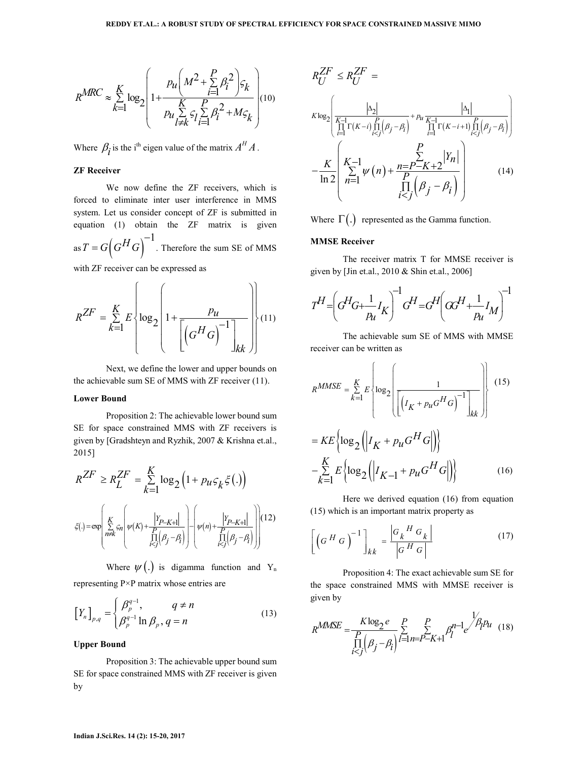$$R^{MRC} \approx \sum_{k=1}^{K} \log_2 \left( 1 + \frac{p_u \left( M^2 + \sum_{i=1}^{P} \beta_i^2 \right) \varsigma_k}{p_u \sum_{l \neq k}^{K} \varsigma_l \sum_{i=1}^{P} \beta_i^2 + M \varsigma_k} \right) \quad (10)$$

Where $\beta_i$ is the i[th] eigen value of the matrix $A^H A$.

**ZF Receiver**

We now define the ZF receivers, which is forced to eliminate inter user interference in MMS system. Let us consider concept of ZF is submitted in equation (1) obtain the ZF matrix is given as $T = G\left(G^H G\right)^{-1}$. Therefore the sum SE of MMS with ZF receiver can be expressed as

$$R^{ZF} = \sum_{k=1}^{K} E\left\{ \log_2 \left( 1 + \frac{p_u}{\left[ \left(G^H G\right)^{-1} \right]_{kk}} \right) \right\} \quad (11)$$

Next, we define the lower and upper bounds on the achievable sum SE of MMS with ZF receiver (11).

**Lower Bound**

Proposition 2: The achievable lower bound sum SE for space constrained MMS with ZF receivers is given by [Gradshteyn and Ryzhik, 2007 & Krishna et.al., 2015]

$$R^{ZF} \geq R_L^{ZF} = \sum_{k=1}^{K} \log_2 \left( 1 + p_u \varsigma_k \xi(.) \right)$$

$$\xi(.) = \exp\left( \sum_{n \neq k}^{K} \varsigma_n \left( \psi(K) + \frac{\left|Y_{P-K+1}\right|}{\prod_{i<j}^{P} \left(\beta_j - \beta_i\right)} \right) - \left( \psi(n) + \frac{\left|Y_{P-K+1}\right|}{\prod_{i<j}^{P} \left(\beta_j - \beta_i\right)} \right) \right) \quad (12)$$

Where $\psi(.)$ is digamma function and $Y_n$ representing P×P matrix whose entries are

$$\left[Y_n\right]_{p,q} = \begin{cases} \beta_p^{q-1}, & q \neq n \\ \beta_p^{q-1} \ln \beta_p, & q = n \end{cases} \quad (13)$$

**Upper Bound**

Proposition 3: The achievable upper bound sum SE for space constrained MMS with ZF receiver is given by

$$R_U^{ZF} \leq R_U^{ZF} =$$

$$K \log_2 \left( \frac{\left|\Delta_2\right|}{\prod_{i=1}^{K-1} \Gamma(K-i) \prod_{i<j}^{P} \left(\beta_j - \beta_i\right)} + p_u \frac{\left|\Delta_1\right|}{\prod_{i=1}^{K-1} \Gamma(K-i+1) \prod_{i<j}^{P} \left(\beta_j - \beta_i\right)} \right)$$

$$- \frac{K}{\ln 2} \left( \sum_{n=1}^{K-1} \psi(n) + \frac{\sum_{n=P-K+2}^{P} \left|Y_n\right|}{\prod_{i<j}^{P} \left(\beta_j - \beta_i\right)} \right) \quad (14)$$

Where $\Gamma(.)$ represented as the Gamma function.

**MMSE Receiver**

The receiver matrix T for MMSE receiver is given by [Jin et.al., 2010 & Shin et.al., 2006]

$$T^H = \left( G^H G + \frac{1}{p_u} I_K \right)^{-1} G^H = G^H \left( G G^H + \frac{1}{p_u} I_M \right)^{-1}$$

The achievable sum SE of MMS with MMSE receiver can be written as

$$R^{MMSE} = \sum_{k=1}^{K} E\left\{ \log_2 \left( \frac{1}{\left[ \left( I_K + p_u G^H G \right)^{-1} \right]_{kk}} \right) \right\} \quad (15)$$

$$= K E\left\{ \log_2 \left( \left| I_K + p_u G^H G \right| \right) \right\} - \sum_{k=1}^{K} E\left\{ \log_2 \left( \left| I_{K-1} + p_u G^H G \right| \right) \right\} \quad (16)$$

Here we derived equation (16) from equation (15) which is an important matrix property as

$$\left[ \left( G^H G \right)^{-1} \right]_{kk} = \frac{\left| G_k^H G_k \right|}{\left| G^H G \right|} \quad (17)$$

Proposition 4: The exact achievable sum SE for the space constrained MMS with MMSE receiver is given by

$$R^{MMSE} = \frac{K \log_2 e}{\prod_{i<j}^{P} \left(\beta_j - \beta_i\right)} \sum_{l=1}^{P} \sum_{n=P-K+1}^{P} \beta_l^{n-1} e^{1/\beta_l p_u} \quad (18)$$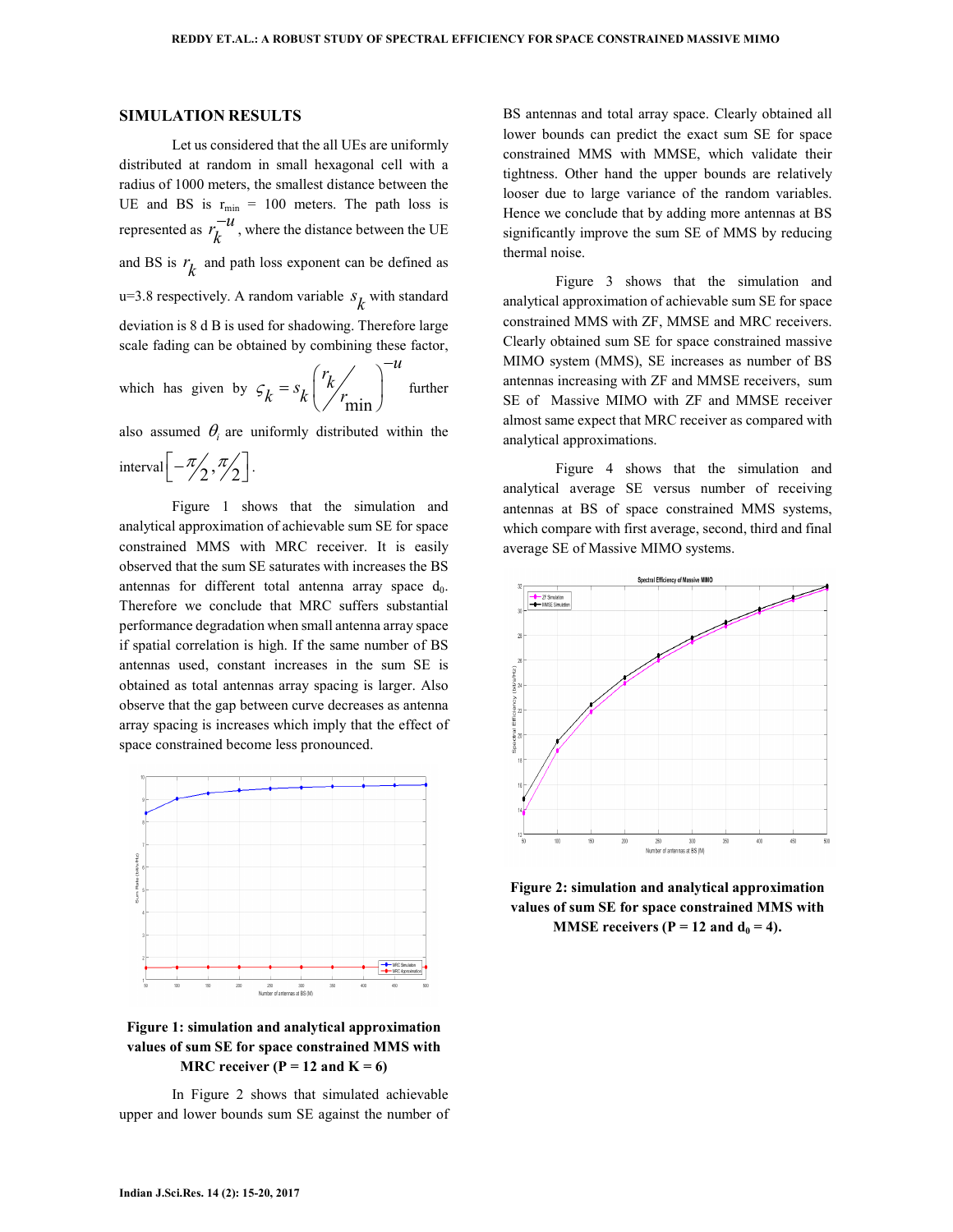## SIMULATION RESULTS

Let us considered that the all UEs are uniformly distributed at random in small hexagonal cell with a radius of 1000 meters, the smallest distance between the UE and BS is $r_{\min}$ = 100 meters. The path loss is represented as $r_k^{-u}$, where the distance between the UE and BS is $r_k$ and path loss exponent can be defined as u=3.8 respectively. A random variable $s_k$ with standard deviation is 8 d B is used for shadowing. Therefore large scale fading can be obtained by combining these factor, which has given by $\varsigma_k = s_k \left( r_k / r_{\min} \right)^{-u}$ further also assumed $\theta_i$ are uniformly distributed within the interval $\left[ -\pi/2, \pi/2 \right]$.

Figure 1 shows that the simulation and analytical approximation of achievable sum SE for space constrained MMS with MRC receiver. It is easily observed that the sum SE saturates with increases the BS antennas for different total antenna array space $d_0$. Therefore we conclude that MRC suffers substantial performance degradation when small antenna array space if spatial correlation is high. If the same number of BS antennas used, constant increases in the sum SE is obtained as total antennas array spacing is larger. Also observe that the gap between curve decreases as antenna array spacing is increases which imply that the effect of space constrained become less pronounced.

**Figure 1: simulation and analytical approximation values of sum SE for space constrained MMS with MRC receiver (P = 12 and K = 6)**

In Figure 2 shows that simulated achievable upper and lower bounds sum SE against the number of BS antennas and total array space. Clearly obtained all lower bounds can predict the exact sum SE for space constrained MMS with MMSE, which validate their tightness. Other hand the upper bounds are relatively looser due to large variance of the random variables. Hence we conclude that by adding more antennas at BS significantly improve the sum SE of MMS by reducing thermal noise.

Figure 3 shows that the simulation and analytical approximation of achievable sum SE for space constrained MMS with ZF, MMSE and MRC receivers. Clearly obtained sum SE for space constrained massive MIMO system (MMS), SE increases as number of BS antennas increasing with ZF and MMSE receivers, sum SE of Massive MIMO with ZF and MMSE receiver almost same expect that MRC receiver as compared with analytical approximations.

Figure 4 shows that the simulation and analytical average SE versus number of receiving antennas at BS of space constrained MMS systems, which compare with first average, second, third and final average SE of Massive MIMO systems.

**Figure 2: simulation and analytical approximation values of sum SE for space constrained MMS with MMSE receivers (P = 12 and $d_0$ = 4).**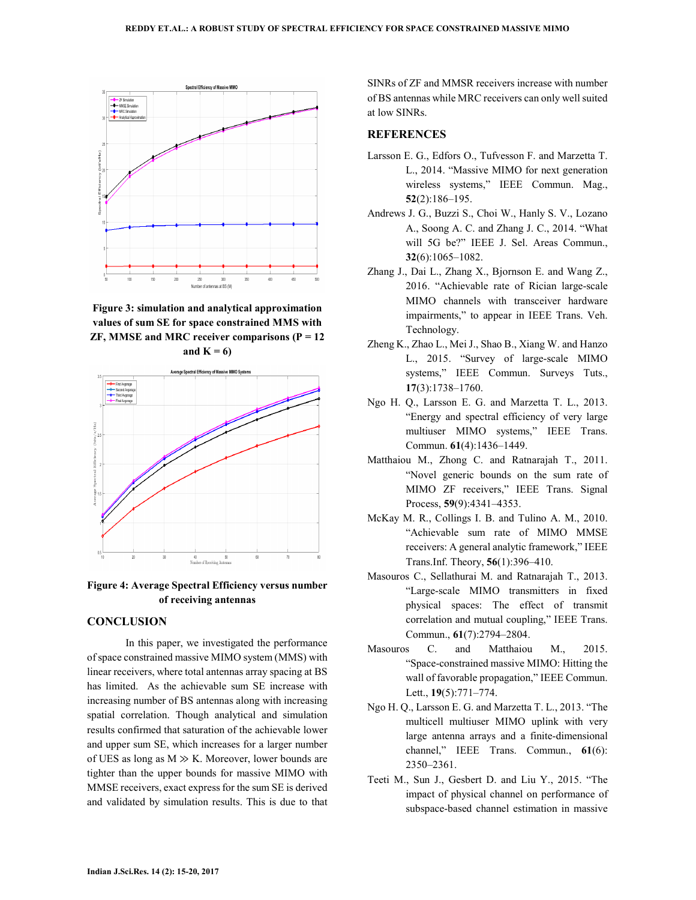Figure 3: simulation and analytical approximation values of sum SE for space constrained MMS with ZF, MMSE and MRC receiver comparisons (P = 12 and K = 6)

Figure 4: Average Spectral Efficiency versus number of receiving antennas

## CONCLUSION

In this paper, we investigated the performance of space constrained massive MIMO system (MMS) with linear receivers, where total antennas array spacing at BS has limited. As the achievable sum SE increase with increasing number of BS antennas along with increasing spatial correlation. Though analytical and simulation results confirmed that saturation of the achievable lower and upper sum SE, which increases for a larger number of UES as long as $M \gg K$. Moreover, lower bounds are tighter than the upper bounds for massive MIMO with MMSE receivers, exact express for the sum SE is derived and validated by simulation results. This is due to that SINRs of ZF and MMSR receivers increase with number of BS antennas while MRC receivers can only well suited at low SINRs.

## REFERENCES

Larsson E. G., Edfors O., Tufvesson F. and Marzetta T. L., 2014. "Massive MIMO for next generation wireless systems," IEEE Commun. Mag., **52**(2):186–195.

Andrews J. G., Buzzi S., Choi W., Hanly S. V., Lozano A., Soong A. C. and Zhang J. C., 2014. "What will 5G be?" IEEE J. Sel. Areas Commun., **32**(6):1065–1082.

Zhang J., Dai L., Zhang X., Bjornson E. and Wang Z., 2016. "Achievable rate of Rician large-scale MIMO channels with transceiver hardware impairments," to appear in IEEE Trans. Veh. Technology.

Zheng K., Zhao L., Mei J., Shao B., Xiang W. and Hanzo L., 2015. "Survey of large-scale MIMO systems," IEEE Commun. Surveys Tuts., **17**(3):1738–1760.

Ngo H. Q., Larsson E. G. and Marzetta T. L., 2013. "Energy and spectral efficiency of very large multiuser MIMO systems," IEEE Trans. Commun. **61**(4):1436–1449.

Matthaiou M., Zhong C. and Ratnarajah T., 2011. "Novel generic bounds on the sum rate of MIMO ZF receivers," IEEE Trans. Signal Process, **59**(9):4341–4353.

McKay M. R., Collings I. B. and Tulino A. M., 2010. "Achievable sum rate of MIMO MMSE receivers: A general analytic framework," IEEE Trans.Inf. Theory, **56**(1):396–410.

Masouros C., Sellathurai M. and Ratnarajah T., 2013. "Large-scale MIMO transmitters in fixed physical spaces: The effect of transmit correlation and mutual coupling," IEEE Trans. Commun., **61**(7):2794–2804.

Masouros C. and Matthaiou M., 2015. "Space-constrained massive MIMO: Hitting the wall of favorable propagation," IEEE Commun. Lett., **19**(5):771–774.

Ngo H. Q., Larsson E. G. and Marzetta T. L., 2013. "The multicell multiuser MIMO uplink with very large antenna arrays and a finite-dimensional channel," IEEE Trans. Commun., **61**(6): 2350–2361.

Teeti M., Sun J., Gesbert D. and Liu Y., 2015. "The impact of physical channel on performance of subspace-based channel estimation in massive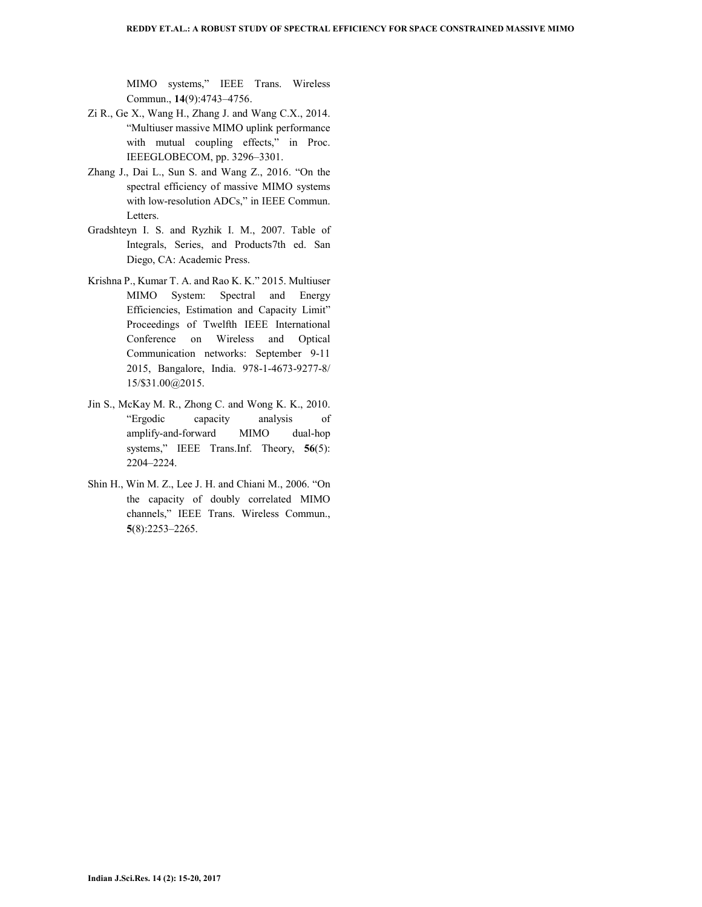MIMO systems," IEEE Trans. Wireless Commun., **14**(9):4743–4756.

Zi R., Ge X., Wang H., Zhang J. and Wang C.X., 2014. "Multiuser massive MIMO uplink performance with mutual coupling effects," in Proc. IEEEGLOBECOM, pp. 3296–3301.

Zhang J., Dai L., Sun S. and Wang Z., 2016. "On the spectral efficiency of massive MIMO systems with low-resolution ADCs," in IEEE Commun. Letters.

Gradshteyn I. S. and Ryzhik I. M., 2007. Table of Integrals, Series, and Products7th ed. San Diego, CA: Academic Press.

Krishna P., Kumar T. A. and Rao K. K." 2015. Multiuser MIMO System: Spectral and Energy Efficiencies, Estimation and Capacity Limit" Proceedings of Twelfth IEEE International Conference on Wireless and Optical Communication networks: September 9-11 2015, Bangalore, India. 978-1-4673-9277-8/ 15/$31.00@2015.

Jin S., McKay M. R., Zhong C. and Wong K. K., 2010. "Ergodic capacity analysis of amplify-and-forward MIMO dual-hop systems," IEEE Trans.Inf. Theory, **56**(5): 2204–2224.

Shin H., Win M. Z., Lee J. H. and Chiani M., 2006. "On the capacity of doubly correlated MIMO channels," IEEE Trans. Wireless Commun., **5**(8):2253–2265.